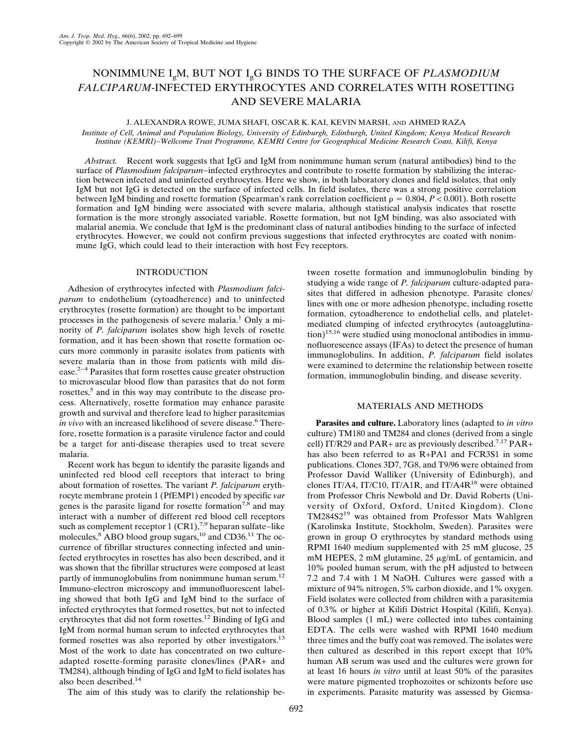# NONIMMUNE IgM, BUT NOT IgG BINDS TO THE SURFACE OF *PLASMODIUM FALCIPARUM*-INFECTED ERYTHROCYTES AND CORRELATES WITH ROSETTING AND SEVERE MALARIA

J. ALEXANDRA ROWE, JUMA SHAFI, OSCAR K. KAI, KEVIN MARSH, AND AHMED RAZA

*Institute of Cell, Animal and Population Biology, University of Edinburgh, Edinburgh, United Kingdom; Kenya Medical Research Institute (KEMRI)–Wellcome Trust Programme, KEMRI Centre for Geographical Medicine Research Coast, Kilifi, Kenya*

*Abstract.* Recent work suggests that IgG and IgM from nonimmune human serum (natural antibodies) bind to the surface of *Plasmodium falciparum*–infected erythrocytes and contribute to rosette formation by stabilizing the interaction between infected and uninfected erythrocytes. Here we show, in both laboratory clones and field isolates, that only IgM but not IgG is detected on the surface of infected cells. In field isolates, there was a strong positive correlation between IgM binding and rosette formation (Spearman's rank correlation coefficient $\rho = 0.804$, $P < 0.001$). Both rosette formation and IgM binding were associated with severe malaria, although statistical analysis indicates that rosette formation is the more strongly associated variable. Rosette formation, but not IgM binding, was also associated with malarial anemia. We conclude that IgM is the predominant class of natural antibodies binding to the surface of infected erythrocytes. However, we could not confirm previous suggestions that infected erythrocytes are coated with nonimmune IgG, which could lead to their interaction with host Fcγ receptors.

## INTRODUCTION

Adhesion of erythrocytes infected with *Plasmodium falciparum* to endothelium (cytoadherence) and to uninfected erythrocytes (rosette formation) are thought to be important processes in the pathogenesis of severe malaria.[1] Only a minority of *P. falciparum* isolates show high levels of rosette formation, and it has been shown that rosette formation occurs more commonly in parasite isolates from patients with severe malaria than in those from patients with mild disease.[2–4] Parasites that form rosettes cause greater obstruction to microvascular blood flow than parasites that do not form rosettes,[5] and in this way may contribute to the disease process. Alternatively, rosette formation may enhance parasite growth and survival and therefore lead to higher parasitemias *in vivo* with an increased likelihood of severe disease.[6] Therefore, rosette formation is a parasite virulence factor and could be a target for anti-disease therapies used to treat severe malaria.

Recent work has begun to identify the parasite ligands and uninfected red blood cell receptors that interact to bring about formation of rosettes. The variant *P. falciparum* erythrocyte membrane protein 1 (PfEMP1) encoded by specific *var* genes is the parasite ligand for rosette formation[7,8] and may interact with a number of different red blood cell receptors such as complement receptor 1 (CR1),[7,9] heparan sulfate–like molecules,[8] ABO blood group sugars,[10] and CD36.[11] The occurrence of fibrillar structures connecting infected and uninfected erythrocytes in rosettes has also been described, and it was shown that the fibrillar structures were composed at least partly of immunoglobulins from nonimmune human serum.[12] Immuno-electron microscopy and immunofluorescent labeling showed that both IgG and IgM bind to the surface of infected erythrocytes that formed rosettes, but not to infected erythrocytes that did not form rosettes.[12] Binding of IgG and IgM from normal human serum to infected erythrocytes that formed rosettes was also reported by other investigators.[13] Most of the work to date has concentrated on two culture-adapted rosette-forming parasite clones/lines (PAR+ and TM284), although binding of IgG and IgM to field isolates has also been described.[14]

The aim of this study was to clarify the relationship between rosette formation and immunoglobulin binding by studying a wide range of *P. falciparum* culture-adapted parasites that differed in adhesion phenotype. Parasite clones/lines with one or more adhesion phenotype, including rosette formation, cytoadherence to endothelial cells, and platelet-mediated clumping of infected erythrocytes (autoagglutination)[15,16] were studied using monoclonal antibodies in immunofluorescence assays (IFAs) to detect the presence of human immunoglobulins. In addition, *P. falciparum* field isolates were examined to determine the relationship between rosette formation, immunoglobulin binding, and disease severity.

## MATERIALS AND METHODS

**Parasites and culture.** Laboratory lines (adapted to *in vitro* culture) TM180 and TM284 and clones (derived from a single cell) IT/R29 and PAR+ are as previously described.[7,17] PAR+ has also been referred to as R+PA1 and FCR3S1 in some publications. Clones 3D7, 7G8, and T9/96 were obtained from Professor David Walliker (University of Edinburgh), and clones IT/A4, IT/C10, IT/A1R, and IT/A4R[18] were obtained from Professor Chris Newbold and Dr. David Roberts (University of Oxford, Oxford, United Kingdom). Clone TM284S2[19] was obtained from Professor Mats Wahlgren (Karolinska Institute, Stockholm, Sweden). Parasites were grown in group O erythrocytes by standard methods using RPMI 1640 medium supplemented with 25 mM glucose, 25 mM HEPES, 2 mM glutamine, 25 μg/mL of gentamicin, and 10% pooled human serum, with the pH adjusted to between 7.2 and 7.4 with 1 M NaOH. Cultures were gassed with a mixture of 94% nitrogen, 5% carbon dioxide, and 1% oxygen. Field isolates were collected from children with a parasitemia of 0.3% or higher at Kilifi District Hospital (Kilifi, Kenya). Blood samples (1 mL) were collected into tubes containing EDTA. The cells were washed with RPMI 1640 medium three times and the buffy coat was removed. The isolates were then cultured as described in this report except that 10% human AB serum was used and the cultures were grown for at least 16 hours *in vitro* until at least 50% of the parasites were mature pigmented trophozoites or schizonts before use in experiments. Parasite maturity was assessed by Giemsa-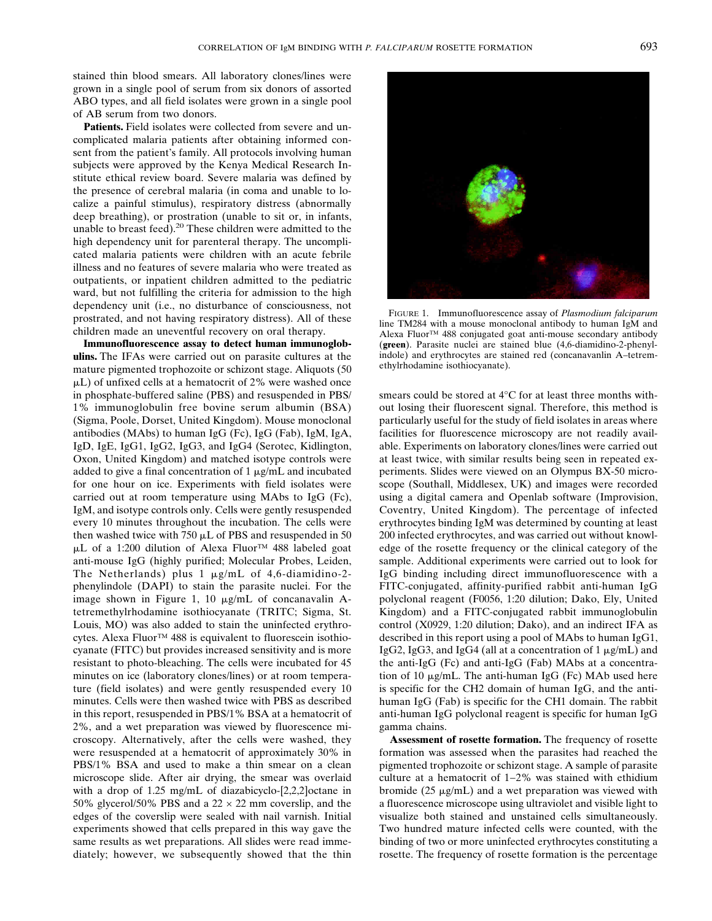stained thin blood smears. All laboratory clones/lines were grown in a single pool of serum from six donors of assorted ABO types, and all field isolates were grown in a single pool of AB serum from two donors.

**Patients.** Field isolates were collected from severe and uncomplicated malaria patients after obtaining informed consent from the patient's family. All protocols involving human subjects were approved by the Kenya Medical Research Institute ethical review board. Severe malaria was defined by the presence of cerebral malaria (in coma and unable to localize a painful stimulus), respiratory distress (abnormally deep breathing), or prostration (unable to sit or, in infants, unable to breast feed).[20] These children were admitted to the high dependency unit for parenteral therapy. The uncomplicated malaria patients were children with an acute febrile illness and no features of severe malaria who were treated as outpatients, or inpatient children admitted to the pediatric ward, but not fulfilling the criteria for admission to the high dependency unit (i.e., no disturbance of consciousness, not prostrated, and not having respiratory distress). All of these children made an uneventful recovery on oral therapy.

**Immunofluorescence assay to detect human immunoglobulins.** The IFAs were carried out on parasite cultures at the mature pigmented trophozoite or schizont stage. Aliquots (50 μL) of unfixed cells at a hematocrit of 2% were washed once in phosphate-buffered saline (PBS) and resuspended in PBS/1% immunoglobulin free bovine serum albumin (BSA) (Sigma, Poole, Dorset, United Kingdom). Mouse monoclonal antibodies (MAbs) to human IgG (Fc), IgG (Fab), IgM, IgA, IgD, IgE, IgG1, IgG2, IgG3, and IgG4 (Serotec, Kidlington, Oxon, United Kingdom) and matched isotype controls were added to give a final concentration of 1 μg/mL and incubated for one hour on ice. Experiments with field isolates were carried out at room temperature using MAbs to IgG (Fc), IgM, and isotype controls only. Cells were gently resuspended every 10 minutes throughout the incubation. The cells were then washed twice with 750 μL of PBS and resuspended in 50 μL of a 1:200 dilution of Alexa Fluor™ 488 labeled goat anti-mouse IgG (highly purified; Molecular Probes, Leiden, The Netherlands) plus 1 μg/mL of 4,6-diamidino-2-phenylindole (DAPI) to stain the parasite nuclei. For the image shown in Figure 1, 10 μg/mL of concanavalin A-tetremethylrhodamine isothiocyanate (TRITC; Sigma, St. Louis, MO) was also added to stain the uninfected erythrocytes. Alexa Fluor™ 488 is equivalent to fluorescein isothiocyanate (FITC) but provides increased sensitivity and is more resistant to photo-bleaching. The cells were incubated for 45 minutes on ice (laboratory clones/lines) or at room temperature (field isolates) and were gently resuspended every 10 minutes. Cells were then washed twice with PBS as described in this report, resuspended in PBS/1% BSA at a hematocrit of 2%, and a wet preparation was viewed by fluorescence microscopy. Alternatively, after the cells were washed, they were resuspended at a hematocrit of approximately 30% in PBS/1% BSA and used to make a thin smear on a clean microscope slide. After air drying, the smear was overlaid with a drop of 1.25 mg/mL of diazabicyclo-[2,2,2]octane in 50% glycerol/50% PBS and a 22 × 22 mm coverslip, and the edges of the coverslip were sealed with nail varnish. Initial experiments showed that cells prepared in this way gave the same results as wet preparations. All slides were read immediately; however, we subsequently showed that the thin smears could be stored at 4°C for at least three months without losing their fluorescent signal. Therefore, this method is particularly useful for the study of field isolates in areas where facilities for fluorescence microscopy are not readily available. Experiments on laboratory clones/lines were carried out at least twice, with similar results being seen in repeated experiments. Slides were viewed on an Olympus BX-50 microscope (Southall, Middlesex, UK) and images were recorded using a digital camera and Openlab software (Improvision, Coventry, United Kingdom). The percentage of infected erythrocytes binding IgM was determined by counting at least 200 infected erythrocytes, and was carried out without knowledge of the rosette frequency or the clinical category of the sample. Additional experiments were carried out to look for IgG binding including direct immunofluorescence with a FITC-conjugated, affinity-purified rabbit anti-human IgG polyclonal reagent (F0056, 1:20 dilution; Dako, Ely, United Kingdom) and a FITC-conjugated rabbit immunoglobulin control (X0929, 1:20 dilution; Dako), and an indirect IFA as described in this report using a pool of MAbs to human IgG1, IgG2, IgG3, and IgG4 (all at a concentration of 1 μg/mL) and the anti-IgG (Fc) and anti-IgG (Fab) MAbs at a concentration of 10 μg/mL. The anti-human IgG (Fc) MAb used here is specific for the CH2 domain of human IgG, and the anti-human IgG (Fab) is specific for the CH1 domain. The rabbit anti-human IgG polyclonal reagent is specific for human IgG gamma chains.

FIGURE 1. Immunofluorescence assay of *Plasmodium falciparum* line TM284 with a mouse monoclonal antibody to human IgM and Alexa Fluor™ 488 conjugated goat anti-mouse secondary antibody (**green**). Parasite nuclei are stained blue (4,6-diamidino-2-phenylindole) and erythrocytes are stained red (concanavanlin A–tetremethylrhodamine isothiocyanate).

**Assessment of rosette formation.** The frequency of rosette formation was assessed when the parasites had reached the pigmented trophozoite or schizont stage. A sample of parasite culture at a hematocrit of 1–2% was stained with ethidium bromide (25 μg/mL) and a wet preparation was viewed with a fluorescence microscope using ultraviolet and visible light to visualize both stained and unstained cells simultaneously. Two hundred mature infected cells were counted, with the binding of two or more uninfected erythrocytes constituting a rosette. The frequency of rosette formation is the percentage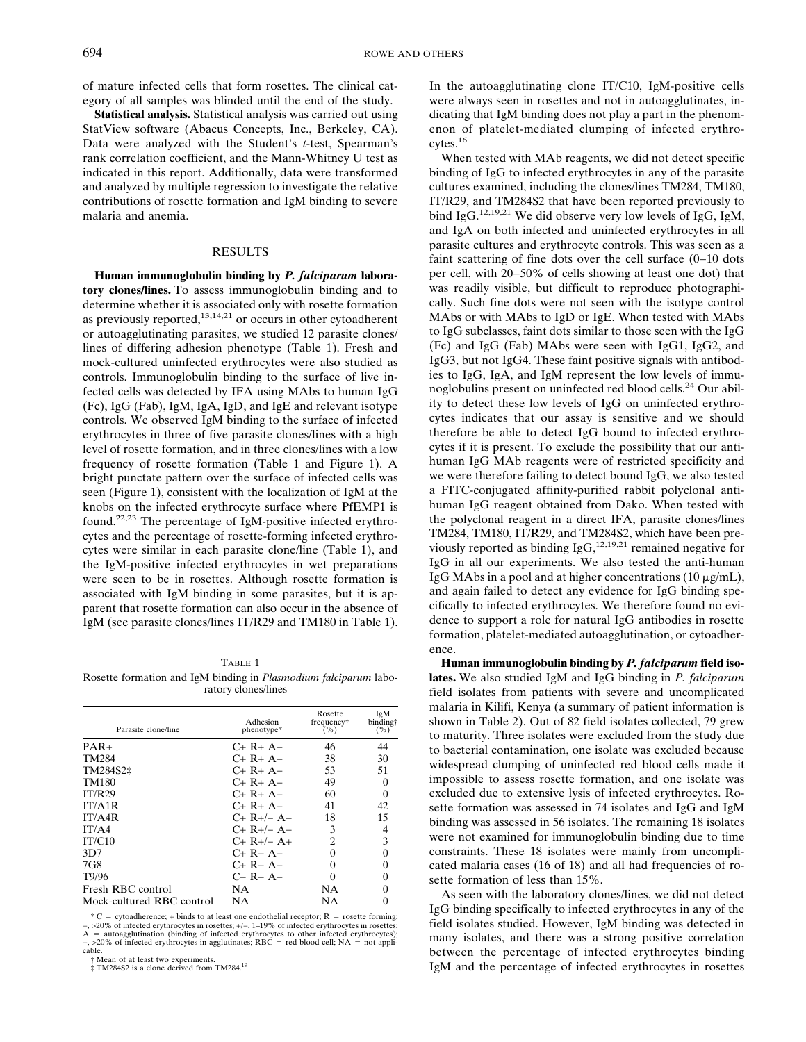of mature infected cells that form rosettes. The clinical category of all samples was blinded until the end of the study.

**Statistical analysis.** Statistical analysis was carried out using StatView software (Abacus Concepts, Inc., Berkeley, CA). Data were analyzed with the Student's *t*-test, Spearman's rank correlation coefficient, and the Mann-Whitney U test as indicated in this report. Additionally, data were transformed and analyzed by multiple regression to investigate the relative contributions of rosette formation and IgM binding to severe malaria and anemia.

## RESULTS

**Human immunoglobulin binding by *P. falciparum* laboratory clones/lines.** To assess immunoglobulin binding and to determine whether it is associated only with rosette formation as previously reported,[13,14,21] or occurs in other cytoadherent or autoagglutinating parasites, we studied 12 parasite clones/lines of differing adhesion phenotype (Table 1). Fresh and mock-cultured uninfected erythrocytes were also studied as controls. Immunoglobulin binding to the surface of live infected cells was detected by IFA using MAbs to human IgG (Fc), IgG (Fab), IgM, IgA, IgD, and IgE and relevant isotype controls. We observed IgM binding to the surface of infected erythrocytes in three of five parasite clones/lines with a high level of rosette formation, and in three clones/lines with a low frequency of rosette formation (Table 1 and Figure 1). A bright punctate pattern over the surface of infected cells was seen (Figure 1), consistent with the localization of IgM at the knobs on the infected erythrocyte surface where PfEMP1 is found.[22,23] The percentage of IgM-positive infected erythrocytes and the percentage of rosette-forming infected erythrocytes were similar in each parasite clone/line (Table 1), and the IgM-positive infected erythrocytes in wet preparations were seen to be in rosettes. Although rosette formation is associated with IgM binding in some parasites, but it is apparent that rosette formation can also occur in the absence of IgM (see parasite clones/lines IT/R29 and TM180 in Table 1).

TABLE 1
Rosette formation and IgM binding in *Plasmodium falciparum* laboratory clones/lines

| Parasite clone/line | Adhesion phenotype* | Rosette frequency† (%) | IgM binding† (%) |
|---|---|---|---|
| PAR+ | C+ R+ A− | 46 | 44 |
| TM284 | C+ R+ A− | 38 | 30 |
| TM284S2‡ | C+ R+ A− | 53 | 51 |
| TM180 | C+ R+ A− | 49 | 0 |
| IT/R29 | C+ R+ A− | 60 | 0 |
| IT/A1R | C+ R+ A− | 41 | 42 |
| IT/A4R | C+ R+/− A− | 18 | 15 |
| IT/A4 | C+ R+/− A− | 3 | 4 |
| IT/C10 | C+ R+/− A+ | 2 | 3 |
| 3D7 | C+ R− A− | 0 | 0 |
| 7G8 | C+ R− A− | 0 | 0 |
| T9/96 | C− R− A− | 0 | 0 |
| Fresh RBC control | NA | NA | 0 |
| Mock-cultured RBC control | NA | NA | 0 |

\* C = cytoadherence; + binds to at least one endothelial receptor; R = rosette forming; +, >20% of infected erythrocytes in rosettes; +/−, 1–19% of infected erythrocytes in rosettes; A = autoagglutination (binding of infected erythrocytes to other infected erythrocytes); +, >20% of infected erythrocytes in agglutinates; RBC = red blood cell; NA = not applicable.
† Mean of at least two experiments.
‡ TM284S2 is a clone derived from TM284.[19]

In the autoagglutinating clone IT/C10, IgM-positive cells were always seen in rosettes and not in autoagglutinates, indicating that IgM binding does not play a part in the phenomenon of platelet-mediated clumping of infected erythrocytes.[16]

When tested with MAb reagents, we did not detect specific binding of IgG to infected erythrocytes in any of the parasite cultures examined, including the clones/lines TM284, TM180, IT/R29, and TM284S2 that have been reported previously to bind IgG.[12,19,21] We did observe very low levels of IgG, IgM, and IgA on both infected and uninfected erythrocytes in all parasite cultures and erythrocyte controls. This was seen as a faint scattering of fine dots over the cell surface (0–10 dots per cell, with 20–50% of cells showing at least one dot) that was readily visible, but difficult to reproduce photographically. Such fine dots were not seen with the isotype control MAbs or with MAbs to IgD or IgE. When tested with MAbs to IgG subclasses, faint dots similar to those seen with the IgG (Fc) and IgG (Fab) MAbs were seen with IgG1, IgG2, and IgG3, but not IgG4. These faint positive signals with antibodies to IgG, IgA, and IgM represent the low levels of immunoglobulins present on uninfected red blood cells.[24] Our ability to detect these low levels of IgG on uninfected erythrocytes indicates that our assay is sensitive and we should therefore be able to detect IgG bound to infected erythrocytes if it is present. To exclude the possibility that our anti-human IgG MAb reagents were of restricted specificity and we were therefore failing to detect bound IgG, we also tested a FITC-conjugated affinity-purified rabbit polyclonal anti-human IgG reagent obtained from Dako. When tested with the polyclonal reagent in a direct IFA, parasite clones/lines TM284, TM180, IT/R29, and TM284S2, which have been previously reported as binding IgG,[12,19,21] remained negative for IgG in all our experiments. We also tested the anti-human IgG MAbs in a pool and at higher concentrations (10 μg/mL), and again failed to detect any evidence for IgG binding specifically to infected erythrocytes. We therefore found no evidence to support a role for natural IgG antibodies in rosette formation, platelet-mediated autoagglutination, or cytoadherence.

**Human immunoglobulin binding by *P. falciparum* field isolates.** We also studied IgM and IgG binding in *P. falciparum* field isolates from patients with severe and uncomplicated malaria in Kilifi, Kenya (a summary of patient information is shown in Table 2). Out of 82 field isolates collected, 79 grew to maturity. Three isolates were excluded from the study due to bacterial contamination, one isolate was excluded because widespread clumping of uninfected red blood cells made it impossible to assess rosette formation, and one isolate was excluded due to extensive lysis of infected erythrocytes. Rosette formation was assessed in 74 isolates and IgG and IgM binding was assessed in 56 isolates. The remaining 18 isolates were not examined for immunoglobulin binding due to time constraints. These 18 isolates were mainly from uncomplicated malaria cases (16 of 18) and all had frequencies of rosette formation of less than 15%.

As seen with the laboratory clones/lines, we did not detect IgG binding specifically to infected erythrocytes in any of the field isolates studied. However, IgM binding was detected in many isolates, and there was a strong positive correlation between the percentage of infected erythrocytes binding IgM and the percentage of infected erythrocytes in rosettes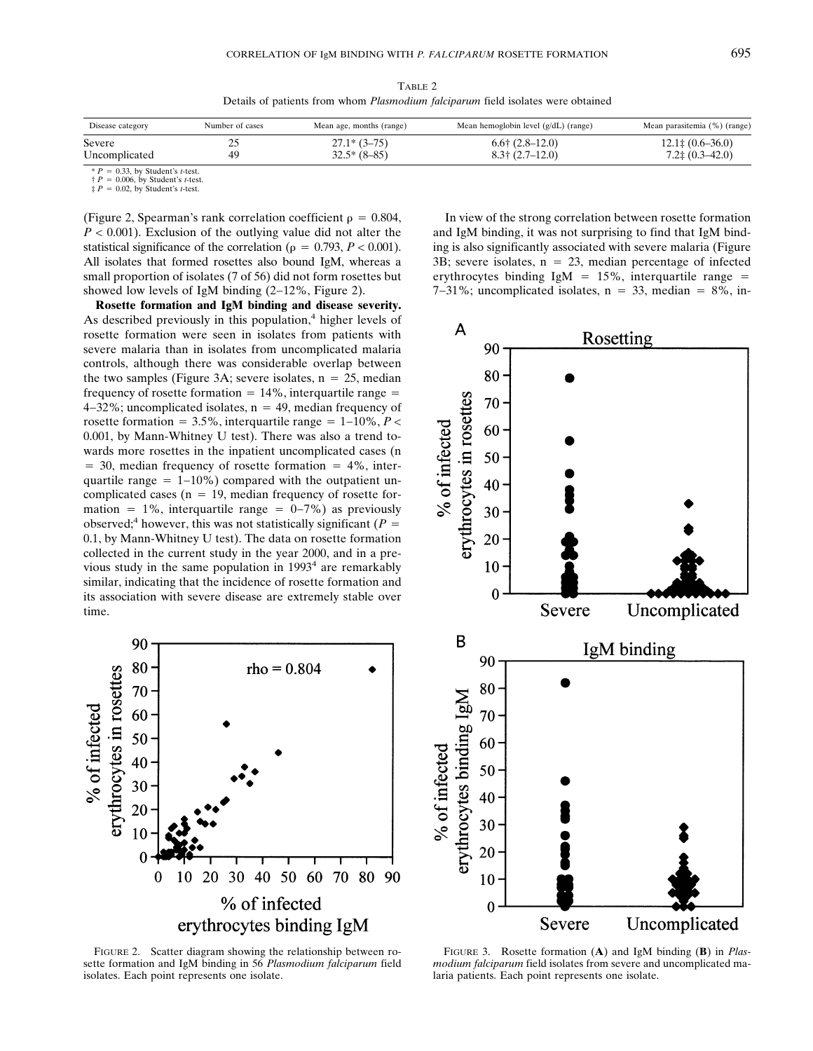TABLE 2

Details of patients from whom *Plasmodium falciparum* field isolates were obtained

| Disease category | Number of cases | Mean age, months (range) | Mean hemoglobin level (g/dL) (range) | Mean parasitemia (%) (range) |
|---|---|---|---|---|
| Severe | 25 | 27.1* (3–75) | 6.6† (2.8–12.0) | 12.1‡ (0.6–36.0) |
| Uncomplicated | 49 | 32.5* (8–85) | 8.3† (2.7–12.0) | 7.2‡ (0.3–42.0) |

\* $P = 0.33$, by Student's *t*-test.
† $P = 0.006$, by Student's *t*-test.
‡ $P = 0.02$, by Student's *t*-test.

(Figure 2, Spearman's rank correlation coefficient $\rho = 0.804$, $P < 0.001$). Exclusion of the outlying value did not alter the statistical significance of the correlation ($\rho = 0.793$, $P < 0.001$). All isolates that formed rosettes also bound IgM, whereas a small proportion of isolates (7 of 56) did not form rosettes but showed low levels of IgM binding (2–12%, Figure 2).

**Rosette formation and IgM binding and disease severity.** As described previously in this population,[4] higher levels of rosette formation were seen in isolates from patients with severe malaria than in isolates from uncomplicated malaria controls, although there was considerable overlap between the two samples (Figure 3A; severe isolates, n = 25, median frequency of rosette formation = 14%, interquartile range = 4–32%; uncomplicated isolates, n = 49, median frequency of rosette formation = 3.5%, interquartile range = 1–10%, $P < 0.001$, by Mann-Whitney U test). There was also a trend towards more rosettes in the inpatient uncomplicated cases (n = 30, median frequency of rosette formation = 4%, interquartile range = 1–10%) compared with the outpatient uncomplicated cases (n = 19, median frequency of rosette formation = 1%, interquartile range = 0–7%) as previously observed;[4] however, this was not statistically significant ($P = 0.1$, by Mann-Whitney U test). The data on rosette formation collected in the current study in the year 2000, and in a previous study in the same population in 1993[4] are remarkably similar, indicating that the incidence of rosette formation and its association with severe disease are extremely stable over time.

FIGURE 2. Scatter diagram showing the relationship between rosette formation and IgM binding in 56 *Plasmodium falciparum* field isolates. Each point represents one isolate.

In view of the strong correlation between rosette formation and IgM binding, it was not surprising to find that IgM binding is also significantly associated with severe malaria (Figure 3B; severe isolates, n = 23, median percentage of infected erythrocytes binding IgM = 15%, interquartile range = 7–31%; uncomplicated isolates, n = 33, median = 8%, in-

FIGURE 3. Rosette formation (**A**) and IgM binding (**B**) in *Plasmodium falciparum* field isolates from severe and uncomplicated malaria patients. Each point represents one isolate.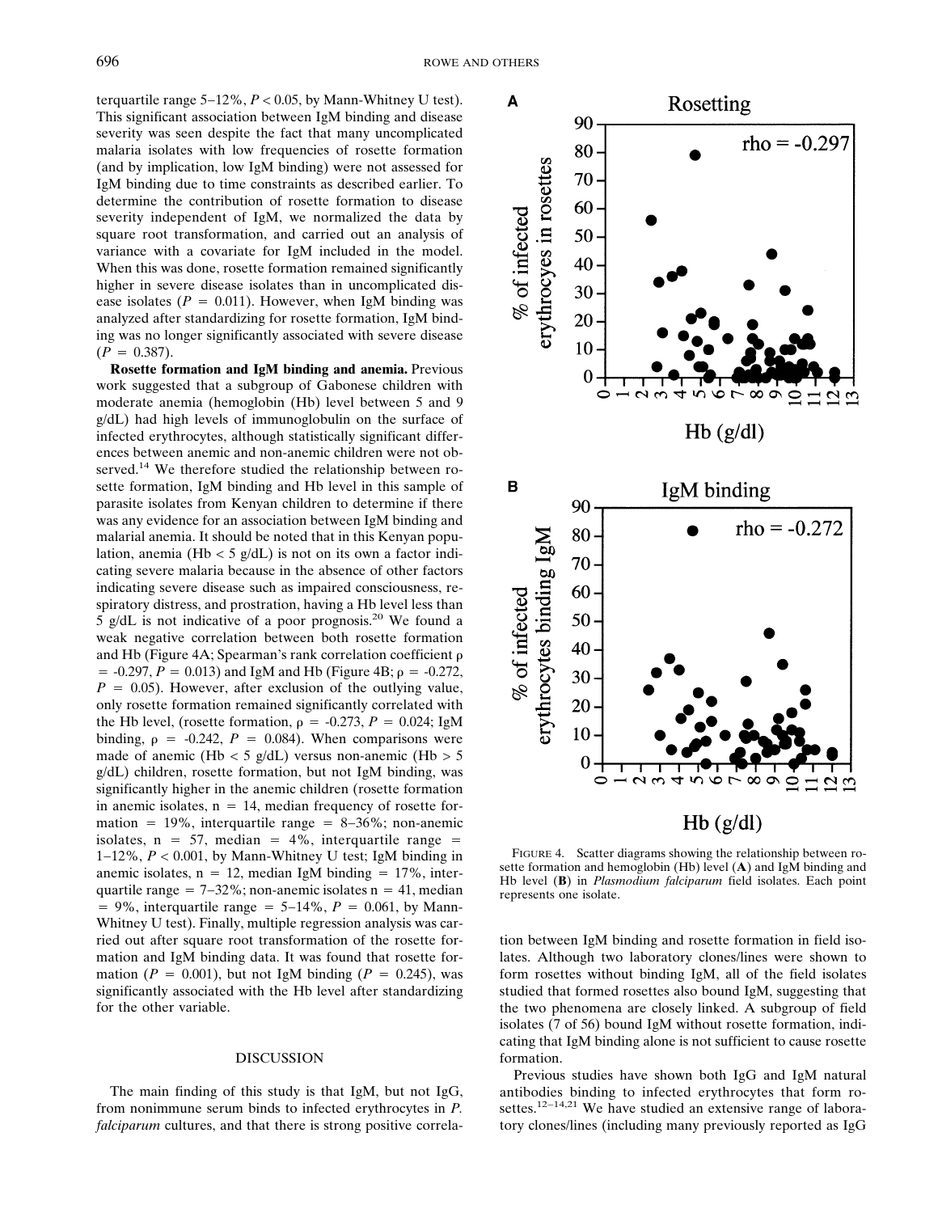terquartile range 5–12%, $P < 0.05$, by Mann-Whitney U test). This significant association between IgM binding and disease severity was seen despite the fact that many uncomplicated malaria isolates with low frequencies of rosette formation (and by implication, low IgM binding) were not assessed for IgM binding due to time constraints as described earlier. To determine the contribution of rosette formation to disease severity independent of IgM, we normalized the data by square root transformation, and carried out an analysis of variance with a covariate for IgM included in the model. When this was done, rosette formation remained significantly higher in severe disease isolates than in uncomplicated disease isolates ($P = 0.011$). However, when IgM binding was analyzed after standardizing for rosette formation, IgM binding was no longer significantly associated with severe disease ($P = 0.387$).

**Rosette formation and IgM binding and anemia.** Previous work suggested that a subgroup of Gabonese children with moderate anemia (hemoglobin (Hb) level between 5 and 9 g/dL) had high levels of immunoglobulin on the surface of infected erythrocytes, although statistically significant differences between anemic and non-anemic children were not observed.[14] We therefore studied the relationship between rosette formation, IgM binding and Hb level in this sample of parasite isolates from Kenyan children to determine if there was any evidence for an association between IgM binding and malarial anemia. It should be noted that in this Kenyan population, anemia (Hb < 5 g/dL) is not on its own a factor indicating severe malaria because in the absence of other factors indicating severe disease such as impaired consciousness, respiratory distress, and prostration, having a Hb level less than 5 g/dL is not indicative of a poor prognosis.[20] We found a weak negative correlation between both rosette formation and Hb (Figure 4A; Spearman's rank correlation coefficient $\rho = -0.297$, $P = 0.013$) and IgM and Hb (Figure 4B; $\rho = -0.272$, $P = 0.05$). However, after exclusion of the outlying value, only rosette formation remained significantly correlated with the Hb level, (rosette formation, $\rho = -0.273$, $P = 0.024$; IgM binding, $\rho = -0.242$, $P = 0.084$). When comparisons were made of anemic (Hb < 5 g/dL) versus non-anemic (Hb > 5 g/dL) children, rosette formation, but not IgM binding, was significantly higher in the anemic children (rosette formation in anemic isolates, n = 14, median frequency of rosette formation = 19%, interquartile range = 8–36%; non-anemic isolates, n = 57, median = 4%, interquartile range = 1–12%, $P < 0.001$, by Mann-Whitney U test; IgM binding in anemic isolates, n = 12, median IgM binding = 17%, interquartile range = 7–32%; non-anemic isolates n = 41, median = 9%, interquartile range = 5–14%, $P = 0.061$, by Mann-Whitney U test). Finally, multiple regression analysis was carried out after square root transformation of the rosette formation and IgM binding data. It was found that rosette formation ($P = 0.001$), but not IgM binding ($P = 0.245$), was significantly associated with the Hb level after standardizing for the other variable.

## DISCUSSION

The main finding of this study is that IgM, but not IgG, from nonimmune serum binds to infected erythrocytes in *P. falciparum* cultures, and that there is strong positive correlation between IgM binding and rosette formation in field isolates. Although two laboratory clones/lines were shown to form rosettes without binding IgM, all of the field isolates studied that formed rosettes also bound IgM, suggesting that the two phenomena are closely linked. A subgroup of field isolates (7 of 56) bound IgM without rosette formation, indicating that IgM binding alone is not sufficient to cause rosette formation.

Previous studies have shown both IgG and IgM natural antibodies binding to infected erythrocytes that form rosettes.[12–14,21] We have studied an extensive range of laboratory clones/lines (including many previously reported as IgG

FIGURE 4. Scatter diagrams showing the relationship between rosette formation and hemoglobin (Hb) level (**A**) and IgM binding and Hb level (**B**) in *Plasmodium falciparum* field isolates. Each point represents one isolate.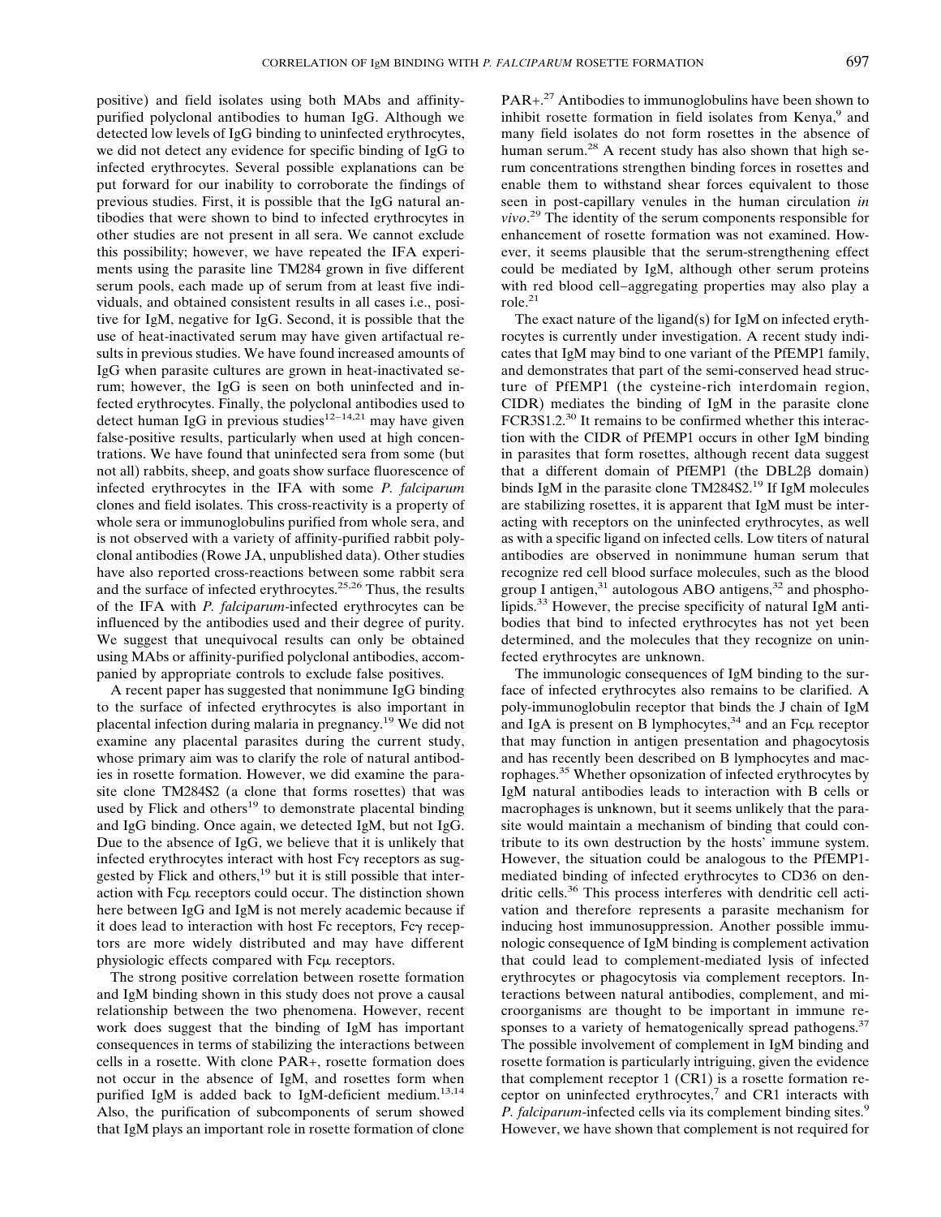positive) and field isolates using both MAbs and affinity-purified polyclonal antibodies to human IgG. Although we detected low levels of IgG binding to uninfected erythrocytes, we did not detect any evidence for specific binding of IgG to infected erythrocytes. Several possible explanations can be put forward for our inability to corroborate the findings of previous studies. First, it is possible that the IgG natural antibodies that were shown to bind to infected erythrocytes in other studies are not present in all sera. We cannot exclude this possibility; however, we have repeated the IFA experiments using the parasite line TM284 grown in five different serum pools, each made up of serum from at least five individuals, and obtained consistent results in all cases i.e., positive for IgM, negative for IgG. Second, it is possible that the use of heat-inactivated serum may have given artifactual results in previous studies. We have found increased amounts of IgG when parasite cultures are grown in heat-inactivated serum; however, the IgG is seen on both uninfected and infected erythrocytes. Finally, the polyclonal antibodies used to detect human IgG in previous studies[12–14,21] may have given false-positive results, particularly when used at high concentrations. We have found that uninfected sera from some (but not all) rabbits, sheep, and goats show surface fluorescence of infected erythrocytes in the IFA with some *P. falciparum* clones and field isolates. This cross-reactivity is a property of whole sera or immunoglobulins purified from whole sera, and is not observed with a variety of affinity-purified rabbit polyclonal antibodies (Rowe JA, unpublished data). Other studies have also reported cross-reactions between some rabbit sera and the surface of infected erythrocytes.[25,26] Thus, the results of the IFA with *P. falciparum*-infected erythrocytes can be influenced by the antibodies used and their degree of purity. We suggest that unequivocal results can only be obtained using MAbs or affinity-purified polyclonal antibodies, accompanied by appropriate controls to exclude false positives.

A recent paper has suggested that nonimmune IgG binding to the surface of infected erythrocytes is also important in placental infection during malaria in pregnancy.[19] We did not examine any placental parasites during the current study, whose primary aim was to clarify the role of natural antibodies in rosette formation. However, we did examine the parasite clone TM284S2 (a clone that forms rosettes) that was used by Flick and others[19] to demonstrate placental binding and IgG binding. Once again, we detected IgM, but not IgG. Due to the absence of IgG, we believe that it is unlikely that infected erythrocytes interact with host Fcγ receptors as suggested by Flick and others,[19] but it is still possible that interaction with Fcμ receptors could occur. The distinction shown here between IgG and IgM is not merely academic because if it does lead to interaction with host Fc receptors, Fcγ receptors are more widely distributed and may have different physiologic effects compared with Fcμ receptors.

The strong positive correlation between rosette formation and IgM binding shown in this study does not prove a causal relationship between the two phenomena. However, recent work does suggest that the binding of IgM has important consequences in terms of stabilizing the interactions between cells in a rosette. With clone PAR+, rosette formation does not occur in the absence of IgM, and rosettes form when purified IgM is added back to IgM-deficient medium.[13,14] Also, the purification of subcomponents of serum showed that IgM plays an important role in rosette formation of clone PAR+.[27] Antibodies to immunoglobulins have been shown to inhibit rosette formation in field isolates from Kenya,[9] and many field isolates do not form rosettes in the absence of human serum.[28] A recent study has also shown that high serum concentrations strengthen binding forces in rosettes and enable them to withstand shear forces equivalent to those seen in post-capillary venules in the human circulation *in vivo*.[29] The identity of the serum components responsible for enhancement of rosette formation was not examined. However, it seems plausible that the serum-strengthening effect could be mediated by IgM, although other serum proteins with red blood cell–aggregating properties may also play a role.[21]

The exact nature of the ligand(s) for IgM on infected erythrocytes is currently under investigation. A recent study indicates that IgM may bind to one variant of the PfEMP1 family, and demonstrates that part of the semi-conserved head structure of PfEMP1 (the cysteine-rich interdomain region, CIDR) mediates the binding of IgM in the parasite clone FCR3S1.2.[30] It remains to be confirmed whether this interaction with the CIDR of PfEMP1 occurs in other IgM binding in parasites that form rosettes, although recent data suggest that a different domain of PfEMP1 (the DBL2β domain) binds IgM in the parasite clone TM284S2.[19] If IgM molecules are stabilizing rosettes, it is apparent that IgM must be interacting with receptors on the uninfected erythrocytes, as well as with a specific ligand on infected cells. Low titers of natural antibodies are observed in nonimmune human serum that recognize red cell blood surface molecules, such as the blood group I antigen,[31] autologous ABO antigens,[32] and phospholipids.[33] However, the precise specificity of natural IgM antibodies that bind to infected erythrocytes has not yet been determined, and the molecules that they recognize on uninfected erythrocytes are unknown.

The immunologic consequences of IgM binding to the surface of infected erythrocytes also remains to be clarified. A poly-immunoglobulin receptor that binds the J chain of IgM and IgA is present on B lymphocytes,[34] and an Fcμ receptor that may function in antigen presentation and phagocytosis and has recently been described on B lymphocytes and macrophages.[35] Whether opsonization of infected erythrocytes by IgM natural antibodies leads to interaction with B cells or macrophages is unknown, but it seems unlikely that the parasite would maintain a mechanism of binding that could contribute to its own destruction by the hosts' immune system. However, the situation could be analogous to the PfEMP1-mediated binding of infected erythrocytes to CD36 on dendritic cells.[36] This process interferes with dendritic cell activation and therefore represents a parasite mechanism for inducing host immunosuppression. Another possible immunologic consequence of IgM binding is complement activation that could lead to complement-mediated lysis of infected erythrocytes or phagocytosis via complement receptors. Interactions between natural antibodies, complement, and microorganisms are thought to be important in immune responses to a variety of hematogenically spread pathogens.[37] The possible involvement of complement in IgM binding and rosette formation is particularly intriguing, given the evidence that complement receptor 1 (CR1) is a rosette formation receptor on uninfected erythrocytes,[7] and CR1 interacts with *P. falciparum*-infected cells via its complement binding sites.[9] However, we have shown that complement is not required for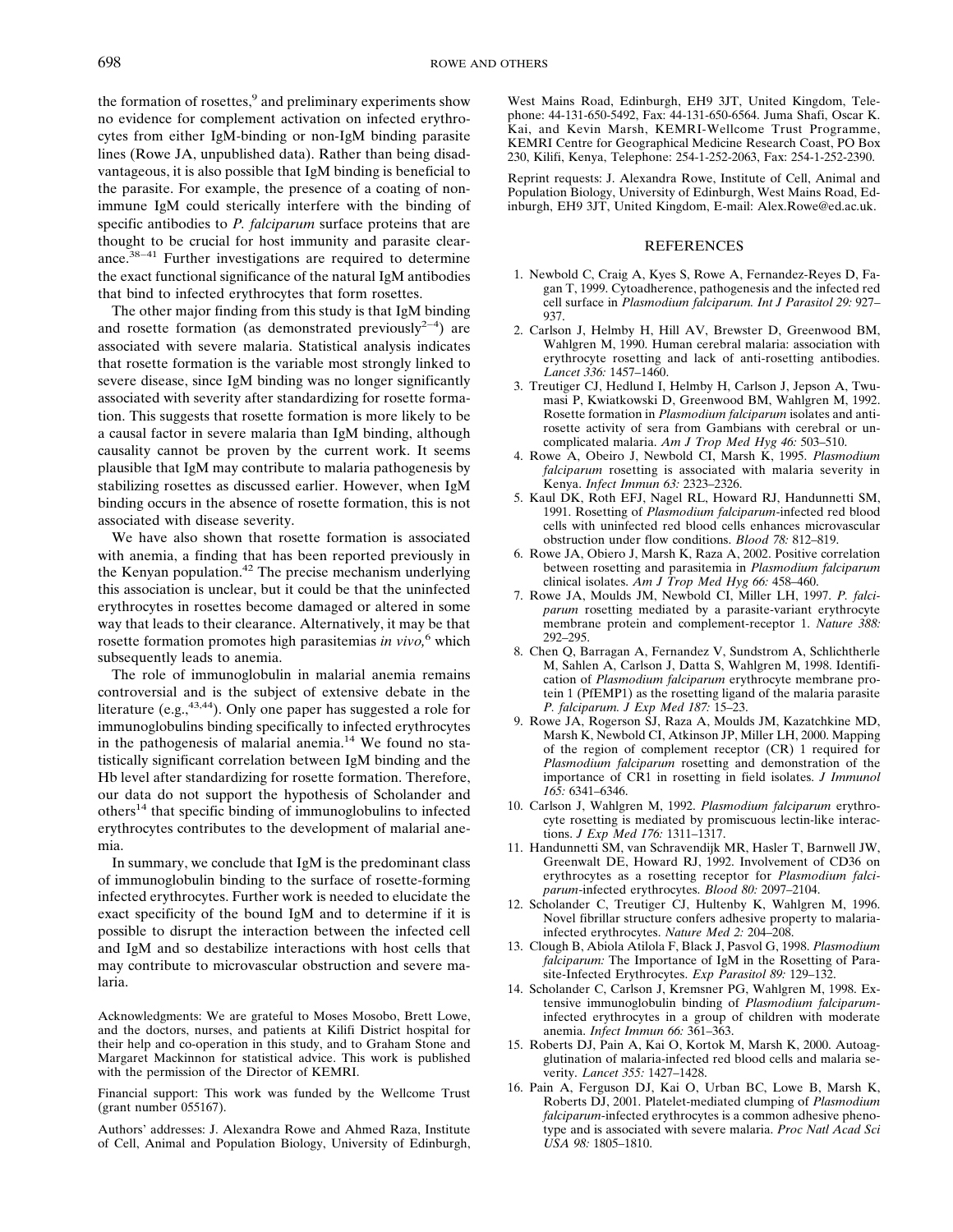the formation of rosettes,[9] and preliminary experiments show no evidence for complement activation on infected erythrocytes from either IgM-binding or non-IgM binding parasite lines (Rowe JA, unpublished data). Rather than being disadvantageous, it is also possible that IgM binding is beneficial to the parasite. For example, the presence of a coating of nonimmune IgM could sterically interfere with the binding of specific antibodies to *P. falciparum* surface proteins that are thought to be crucial for host immunity and parasite clearance.[38–41] Further investigations are required to determine the exact functional significance of the natural IgM antibodies that bind to infected erythrocytes that form rosettes.

The other major finding from this study is that IgM binding and rosette formation (as demonstrated previously[2–4]) are associated with severe malaria. Statistical analysis indicates that rosette formation is the variable most strongly linked to severe disease, since IgM binding was no longer significantly associated with severity after standardizing for rosette formation. This suggests that rosette formation is more likely to be a causal factor in severe malaria than IgM binding, although causality cannot be proven by the current work. It seems plausible that IgM may contribute to malaria pathogenesis by stabilizing rosettes as discussed earlier. However, when IgM binding occurs in the absence of rosette formation, this is not associated with disease severity.

We have also shown that rosette formation is associated with anemia, a finding that has been reported previously in the Kenyan population.[42] The precise mechanism underlying this association is unclear, but it could be that the uninfected erythrocytes in rosettes become damaged or altered in some way that leads to their clearance. Alternatively, it may be that rosette formation promotes high parasitemias *in vivo*,[6] which subsequently leads to anemia.

The role of immunoglobulin in malarial anemia remains controversial and is the subject of extensive debate in the literature (e.g.,[43,44]). Only one paper has suggested a role for immunoglobulins binding specifically to infected erythrocytes in the pathogenesis of malarial anemia.[14] We found no statistically significant correlation between IgM binding and the Hb level after standardizing for rosette formation. Therefore, our data do not support the hypothesis of Scholander and others[14] that specific binding of immunoglobulins to infected erythrocytes contributes to the development of malarial anemia.

In summary, we conclude that IgM is the predominant class of immunoglobulin binding to the surface of rosette-forming infected erythrocytes. Further work is needed to elucidate the exact specificity of the bound IgM and to determine if it is possible to disrupt the interaction between the infected cell and IgM and so destabilize interactions with host cells that may contribute to microvascular obstruction and severe malaria.

Acknowledgments: We are grateful to Moses Mosobo, Brett Lowe, and the doctors, nurses, and patients at Kilifi District hospital for their help and co-operation in this study, and to Graham Stone and Margaret Mackinnon for statistical advice. This work is published with the permission of the Director of KEMRI.

Financial support: This work was funded by the Wellcome Trust (grant number 055167).

Authors' addresses: J. Alexandra Rowe and Ahmed Raza, Institute of Cell, Animal and Population Biology, University of Edinburgh, West Mains Road, Edinburgh, EH9 3JT, United Kingdom, Telephone: 44-131-650-5492, Fax: 44-131-650-6564. Juma Shafi, Oscar K. Kai, and Kevin Marsh, KEMRI-Wellcome Trust Programme, KEMRI Centre for Geographical Medicine Research Coast, PO Box 230, Kilifi, Kenya, Telephone: 254-1-252-2063, Fax: 254-1-252-2390.

Reprint requests: J. Alexandra Rowe, Institute of Cell, Animal and Population Biology, University of Edinburgh, West Mains Road, Edinburgh, EH9 3JT, United Kingdom, E-mail: Alex.Rowe@ed.ac.uk.

## REFERENCES

1. Newbold C, Craig A, Kyes S, Rowe A, Fernandez-Reyes D, Fagan T, 1999. Cytoadherence, pathogenesis and the infected red cell surface in *Plasmodium falciparum. Int J Parasitol 29:* 927–937.
2. Carlson J, Helmby H, Hill AV, Brewster D, Greenwood BM, Wahlgren M, 1990. Human cerebral malaria: association with erythrocyte rosetting and lack of anti-rosetting antibodies. *Lancet 336:* 1457–1460.
3. Treutiger CJ, Hedlund I, Helmby H, Carlson J, Jepson A, Twumasi P, Kwiatkowski D, Greenwood BM, Wahlgren M, 1992. Rosette formation in *Plasmodium falciparum* isolates and anti-rosette activity of sera from Gambians with cerebral or uncomplicated malaria. *Am J Trop Med Hyg 46:* 503–510.
4. Rowe A, Obeiro J, Newbold CI, Marsh K, 1995. *Plasmodium falciparum* rosetting is associated with malaria severity in Kenya. *Infect Immun 63:* 2323–2326.
5. Kaul DK, Roth EFJ, Nagel RL, Howard RJ, Handunnetti SM, 1991. Rosetting of *Plasmodium falciparum*-infected red blood cells with uninfected red blood cells enhances microvascular obstruction under flow conditions. *Blood 78:* 812–819.
6. Rowe JA, Obiero J, Marsh K, Raza A, 2002. Positive correlation between rosetting and parasitemia in *Plasmodium falciparum* clinical isolates. *Am J Trop Med Hyg 66:* 458–460.
7. Rowe JA, Moulds JM, Newbold CI, Miller LH, 1997. *P. falciparum* rosetting mediated by a parasite-variant erythrocyte membrane protein and complement-receptor 1. *Nature 388:* 292–295.
8. Chen Q, Barragan A, Fernandez V, Sundstrom A, Schlichtherle M, Sahlen A, Carlson J, Datta S, Wahlgren M, 1998. Identification of *Plasmodium falciparum* erythrocyte membrane protein 1 (PfEMP1) as the rosetting ligand of the malaria parasite *P. falciparum. J Exp Med 187:* 15–23.
9. Rowe JA, Rogerson SJ, Raza A, Moulds JM, Kazatchkine MD, Marsh K, Newbold CI, Atkinson JP, Miller LH, 2000. Mapping of the region of complement receptor (CR) 1 required for *Plasmodium falciparum* rosetting and demonstration of the importance of CR1 in rosetting in field isolates. *J Immunol 165:* 6341–6346.
10. Carlson J, Wahlgren M, 1992. *Plasmodium falciparum* erythrocyte rosetting is mediated by promiscuous lectin-like interactions. *J Exp Med 176:* 1311–1317.
11. Handunnetti SM, van Schravendijk MR, Hasler T, Barnwell JW, Greenwalt DE, Howard RJ, 1992. Involvement of CD36 on erythrocytes as a rosetting receptor for *Plasmodium falciparum*-infected erythrocytes. *Blood 80:* 2097–2104.
12. Scholander C, Treutiger CJ, Hultenby K, Wahlgren M, 1996. Novel fibrillar structure confers adhesive property to malaria-infected erythrocytes. *Nature Med 2:* 204–208.
13. Clough B, Abiola Atilola F, Black J, Pasvol G, 1998. *Plasmodium falciparum:* The Importance of IgM in the Rosetting of Parasite-Infected Erythrocytes. *Exp Parasitol 89:* 129–132.
14. Scholander C, Carlson J, Kremsner PG, Wahlgren M, 1998. Extensive immunoglobulin binding of *Plasmodium falciparum*-infected erythrocytes in a group of children with moderate anemia. *Infect Immun 66:* 361–363.
15. Roberts DJ, Pain A, Kai O, Kortok M, Marsh K, 2000. Autoagglutination of malaria-infected red blood cells and malaria severity. *Lancet 355:* 1427–1428.
16. Pain A, Ferguson DJ, Kai O, Urban BC, Lowe B, Marsh K, Roberts DJ, 2001. Platelet-mediated clumping of *Plasmodium falciparum*-infected erythrocytes is a common adhesive phenotype and is associated with severe malaria. *Proc Natl Acad Sci USA 98:* 1805–1810.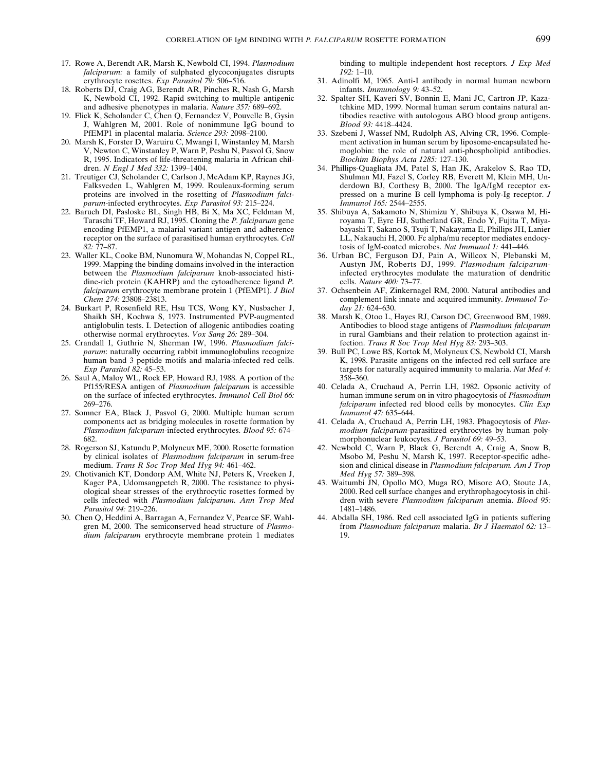17. Rowe A, Berendt AR, Marsh K, Newbold CI, 1994. *Plasmodium falciparum:* a family of sulphated glycoconjugates disrupts erythrocyte rosettes. *Exp Parasitol 79:* 506–516.
18. Roberts DJ, Craig AG, Berendt AR, Pinches R, Nash G, Marsh K, Newbold CI, 1992. Rapid switching to multiple antigenic and adhesive phenotypes in malaria. *Nature 357:* 689–692.
19. Flick K, Scholander C, Chen Q, Fernandez V, Pouvelle B, Gysin J, Wahlgren M, 2001. Role of nonimmune IgG bound to PfEMP1 in placental malaria. *Science 293:* 2098–2100.
20. Marsh K, Forster D, Waruiru C, Mwangi I, Winstanley M, Marsh V, Newton C, Winstanley P, Warn P, Peshu N, Pasvol G, Snow R, 1995. Indicators of life-threatening malaria in African children. *N Engl J Med 332:* 1399–1404.
21. Treutiger CJ, Scholander C, Carlson J, McAdam KP, Raynes JG, Falksveden L, Wahlgren M, 1999. Rouleaux-forming serum proteins are involved in the rosetting of *Plasmodium falciparum*-infected erythrocytes. *Exp Parasitol 93:* 215–224.
22. Baruch DI, Pasloske BL, Singh HB, Bi X, Ma XC, Feldman M, Taraschi TF, Howard RJ, 1995. Cloning the *P. falciparum* gene encoding PfEMP1, a malarial variant antigen and adherence receptor on the surface of parasitised human erythrocytes. *Cell 82:* 77–87.
23. Waller KL, Cooke BM, Nunomura W, Mohandas N, Coppel RL, 1999. Mapping the binding domains involved in the interaction between the *Plasmodium falciparum* knob-associated histidine-rich protein (KAHRP) and the cytoadherence ligand *P. falciparum* erythrocyte membrane protein 1 (PfEMP1). *J Biol Chem 274:* 23808–23813.
24. Burkart P, Rosenfield RE, Hsu TCS, Wong KY, Nusbacher J, Shaikh SH, Kochwa S, 1973. Instrumented PVP-augmented antiglobulin tests. I. Detection of allogenic antibodies coating otherwise normal erythrocytes. *Vox Sang 26:* 289–304.
25. Crandall I, Guthrie N, Sherman IW, 1996. *Plasmodium falciparum*: naturally occurring rabbit immunoglobulins recognize human band 3 peptide motifs and malaria-infected red cells. *Exp Parasitol 82:* 45–53.
26. Saul A, Maloy WL, Rock EP, Howard RJ, 1988. A portion of the Pf155/RESA antigen of *Plasmodium falciparum* is accessible on the surface of infected erythrocytes. *Immunol Cell Biol 66:* 269–276.
27. Somner EA, Black J, Pasvol G, 2000. Multiple human serum components act as bridging molecules in rosette formation by *Plasmodium falciparum*-infected erythrocytes. *Blood 95:* 674–682.
28. Rogerson SJ, Katundu P, Molyneux ME, 2000. Rosette formation by clinical isolates of *Plasmodium falciparum* in serum-free medium. *Trans R Soc Trop Med Hyg 94:* 461–462.
29. Chotivanich KT, Dondorp AM, White NJ, Peters K, Vreeken J, Kager PA, Udomsangpetch R, 2000. The resistance to physiological shear stresses of the erythrocytic rosettes formed by cells infected with *Plasmodium falciparum*. *Ann Trop Med Parasitol 94:* 219–226.
30. Chen Q, Heddini A, Barragan A, Fernandez V, Pearce SF, Wahlgren M, 2000. The semiconserved head structure of *Plasmodium falciparum* erythrocyte membrane protein 1 mediates binding to multiple independent host receptors. *J Exp Med 192:* 1–10.
31. Adinolfi M, 1965. Anti-I antibody in normal human newborn infants. *Immunology 9:* 43–52.
32. Spalter SH, Kaveri SV, Bonnin E, Mani JC, Cartron JP, Kazatchkine MD, 1999. Normal human serum contains natural antibodies reactive with autologous ABO blood group antigens. *Blood 93:* 4418–4424.
33. Szebeni J, Wassef NM, Rudolph AS, Alving CR, 1996. Complement activation in human serum by liposome-encapsulated hemoglobin: the role of natural anti-phospholipid antibodies. *Biochim Biophys Acta 1285:* 127–130.
34. Phillips-Quagliata JM, Patel S, Han JK, Arakelov S, Rao TD, Shulman MJ, Fazel S, Corley RB, Everett M, Klein MH, Underdown BJ, Corthesy B, 2000. The IgA/IgM receptor expressed on a murine B cell lymphoma is poly-Ig receptor. *J Immunol 165:* 2544–2555.
35. Shibuya A, Sakamoto N, Shimizu Y, Shibuya K, Osawa M, Hiroyama T, Eyre HJ, Sutherland GR, Endo Y, Fujita T, Miyabayashi T, Sakano S, Tsuji T, Nakayama E, Phillips JH, Lanier LL, Nakauchi H, 2000. Fc alpha/mu receptor mediates endocytosis of IgM-coated microbes. *Nat Immunol 1:* 441–446.
36. Urban BC, Ferguson DJ, Pain A, Willcox N, Plebanski M, Austyn JM, Roberts DJ, 1999. *Plasmodium falciparum*-infected erythrocytes modulate the maturation of dendritic cells. *Nature 400:* 73–77.
37. Ochsenbein AF, Zinkernagel RM, 2000. Natural antibodies and complement link innate and acquired immunity. *Immunol Today 21:* 624–630.
38. Marsh K, Otoo L, Hayes RJ, Carson DC, Greenwood BM, 1989. Antibodies to blood stage antigens of *Plasmodium falciparum* in rural Gambians and their relation to protection against infection. *Trans R Soc Trop Med Hyg 83:* 293–303.
39. Bull PC, Lowe BS, Kortok M, Molyneux CS, Newbold CI, Marsh K, 1998. Parasite antigens on the infected red cell surface are targets for naturally acquired immunity to malaria. *Nat Med 4:* 358–360.
40. Celada A, Cruchaud A, Perrin LH, 1982. Opsonic activity of human immune serum on in vitro phagocytosis of *Plasmodium falciparum* infected red blood cells by monocytes. *Clin Exp Immunol 47:* 635–644.
41. Celada A, Cruchaud A, Perrin LH, 1983. Phagocytosis of *Plasmodium falciparum*-parasitized erythrocytes by human polymorphonuclear leukocytes. *J Parasitol 69:* 49–53.
42. Newbold C, Warn P, Black G, Berendt A, Craig A, Snow B, Msobo M, Peshu N, Marsh K, 1997. Receptor-specific adhesion and clinical disease in *Plasmodium falciparum*. *Am J Trop Med Hyg 57:* 389–398.
43. Waitumbi JN, Opollo MO, Muga RO, Misore AO, Stoute JA, 2000. Red cell surface changes and erythrophagocytosis in children with severe *Plasmodium falciparum* anemia. *Blood 95:* 1481–1486.
44. Abdalla SH, 1986. Red cell associated IgG in patients suffering from *Plasmodium falciparum* malaria. *Br J Haematol 62:* 13–19.